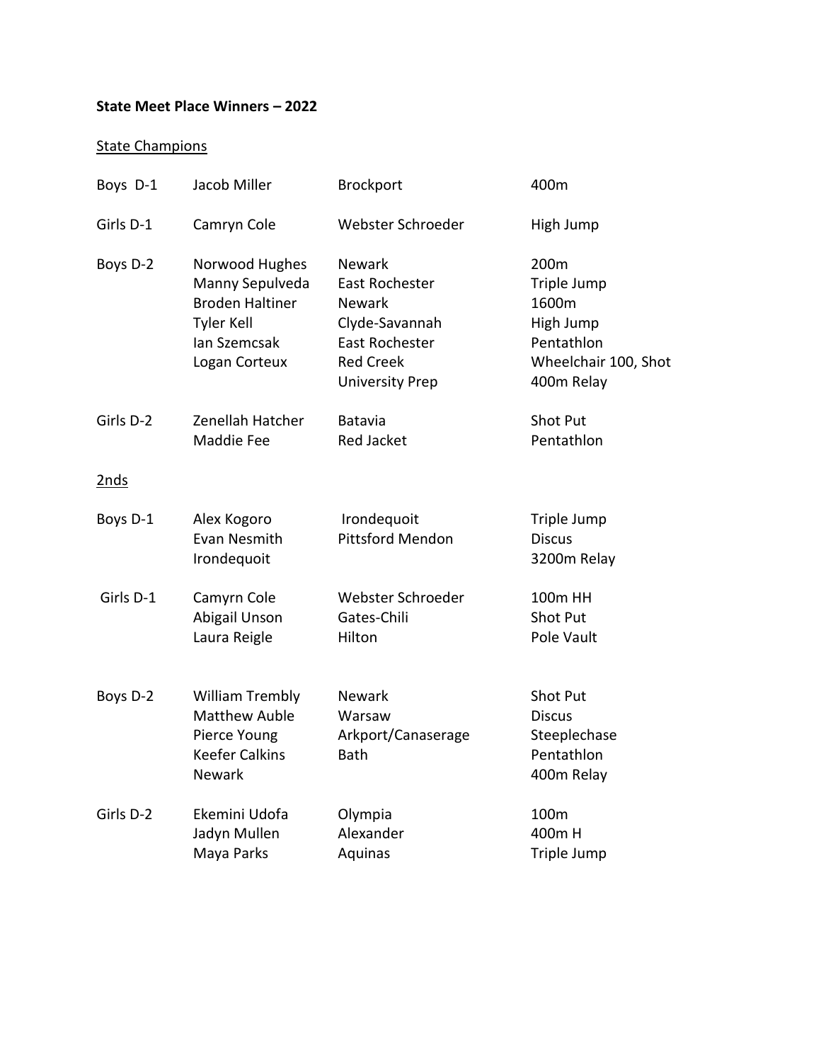**State Meet Place Winners – 2022**

State Champions

| | | | |
|---|---|---|---|
| Boys D-1 | Jacob Miller | Brockport | 400m |
| Girls D-1 | Camryn Cole | Webster Schroeder | High Jump |
| Boys D-2 | Norwood Hughes | Newark | 200m |
| | Manny Sepulveda | East Rochester | Triple Jump |
| | Broden Haltiner | Newark | 1600m |
| | Tyler Kell | Clyde-Savannah | High Jump |
| | Ian Szemcsak | East Rochester | Pentathlon |
| | Logan Corteux | Red Creek | Wheelchair 100, Shot |
| | | University Prep | 400m Relay |
| Girls D-2 | Zenellah Hatcher | Batavia | Shot Put |
| | Maddie Fee | Red Jacket | Pentathlon |

2nds

| | | | |
|---|---|---|---|
| Boys D-1 | Alex Kogoro | Irondequoit | Triple Jump |
| | Evan Nesmith | Pittsford Mendon | Discus |
| | Irondequoit | | 3200m Relay |
| Girls D-1 | Camyrn Cole | Webster Schroeder | 100m HH |
| | Abigail Unson | Gates-Chili | Shot Put |
| | Laura Reigle | Hilton | Pole Vault |
| Boys D-2 | William Trembly | Newark | Shot Put |
| | Matthew Auble | Warsaw | Discus |
| | Pierce Young | Arkport/Canaserage | Steeplechase |
| | Keefer Calkins | Bath | Pentathlon |
| | Newark | | 400m Relay |
| Girls D-2 | Ekemini Udofa | Olympia | 100m |
| | Jadyn Mullen | Alexander | 400m H |
| | Maya Parks | Aquinas | Triple Jump |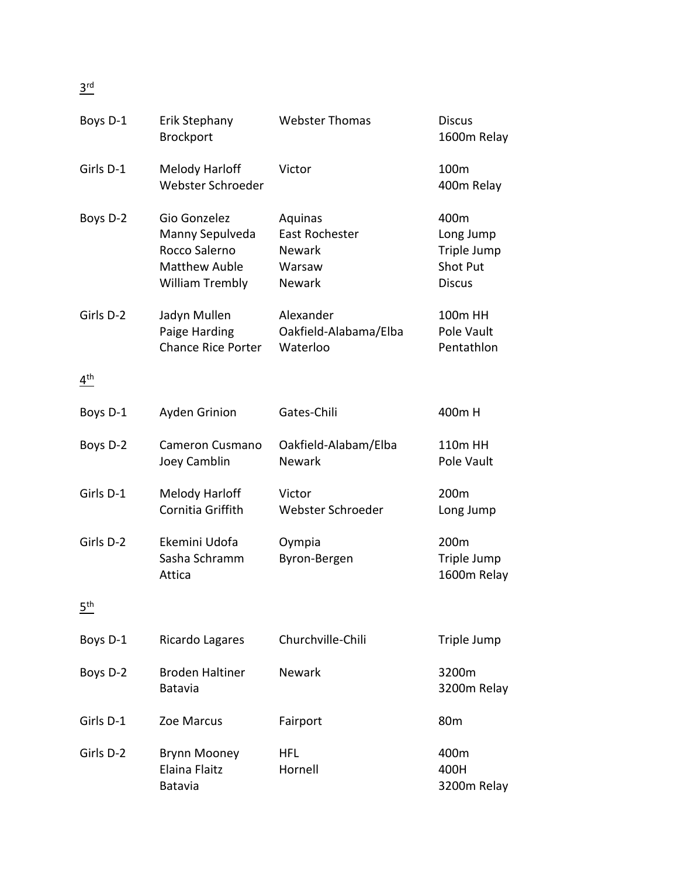3rd

| | | | |
|---|---|---|---|
| Boys D-1 | Erik Stephany<br>Brockport | Webster Thomas | Discus<br>1600m Relay |
| Girls D-1 | Melody Harloff<br>Webster Schroeder | Victor | 100m<br>400m Relay |
| Boys D-2 | Gio Gonzelez<br>Manny Sepulveda<br>Rocco Salerno<br>Matthew Auble<br>William Trembly | Aquinas<br>East Rochester<br>Newark<br>Warsaw<br>Newark | 400m<br>Long Jump<br>Triple Jump<br>Shot Put<br>Discus |
| Girls D-2 | Jadyn Mullen<br>Paige Harding<br>Chance Rice Porter | Alexander<br>Oakfield-Alabama/Elba<br>Waterloo | 100m HH<br>Pole Vault<br>Pentathlon |

4th

| | | | |
|---|---|---|---|
| Boys D-1 | Ayden Grinion | Gates-Chili | 400m H |
| Boys D-2 | Cameron Cusmano<br>Joey Camblin | Oakfield-Alabam/Elba<br>Newark | 110m HH<br>Pole Vault |
| Girls D-1 | Melody Harloff<br>Cornitia Griffith | Victor<br>Webster Schroeder | 200m<br>Long Jump |
| Girls D-2 | Ekemini Udofa<br>Sasha Schramm<br>Attica | Oympia<br>Byron-Bergen | 200m<br>Triple Jump<br>1600m Relay |

5th

| | | | |
|---|---|---|---|
| Boys D-1 | Ricardo Lagares | Churchville-Chili | Triple Jump |
| Boys D-2 | Broden Haltiner<br>Batavia | Newark | 3200m<br>3200m Relay |
| Girls D-1 | Zoe Marcus | Fairport | 80m |
| Girls D-2 | Brynn Mooney<br>Elaina Flaitz<br>Batavia | HFL<br>Hornell | 400m<br>400H<br>3200m Relay |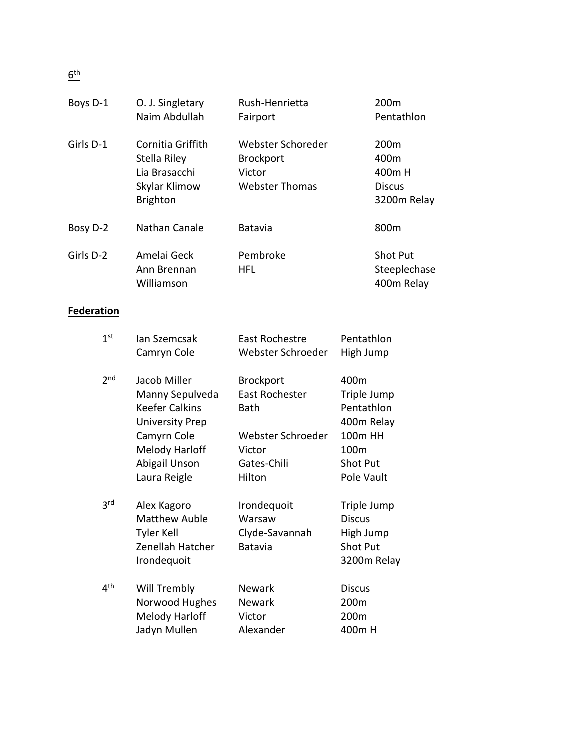<u>6th</u>

| | | | |
|---|---|---|---|
| Boys D-1 | O. J. Singletary | Rush-Henrietta | 200m |
| | Naim Abdullah | Fairport | Pentathlon |
| Girls D-1 | Cornitia Griffith | Webster Schoreder | 200m |
| | Stella Riley | Brockport | 400m |
| | Lia Brasacchi | Victor | 400m H |
| | Skylar Klimow | Webster Thomas | Discus |
| | Brighton | | 3200m Relay |
| Bosy D-2 | Nathan Canale | Batavia | 800m |
| Girls D-2 | Amelai Geck | Pembroke | Shot Put |
| | Ann Brennan | HFL | Steeplechase |
| | Williamson | | 400m Relay |

**<u>Federation</u>**

| | | | |
|---|---|---|---|
| 1st | Ian Szemcsak | East Rochestre | Pentathlon |
| | Camryn Cole | Webster Schroeder | High Jump |
| 2nd | Jacob Miller | Brockport | 400m |
| | Manny Sepulveda | East Rochester | Triple Jump |
| | Keefer Calkins | Bath | Pentathlon |
| | University Prep | | 400m Relay |
| | Camyrn Cole | Webster Schroeder | 100m HH |
| | Melody Harloff | Victor | 100m |
| | Abigail Unson | Gates-Chili | Shot Put |
| | Laura Reigle | Hilton | Pole Vault |
| 3rd | Alex Kagoro | Irondequoit | Triple Jump |
| | Matthew Auble | Warsaw | Discus |
| | Tyler Kell | Clyde-Savannah | High Jump |
| | Zenellah Hatcher | Batavia | Shot Put |
| | Irondequoit | | 3200m Relay |
| 4th | Will Trembly | Newark | Discus |
| | Norwood Hughes | Newark | 200m |
| | Melody Harloff | Victor | 200m |
| | Jadyn Mullen | Alexander | 400m H |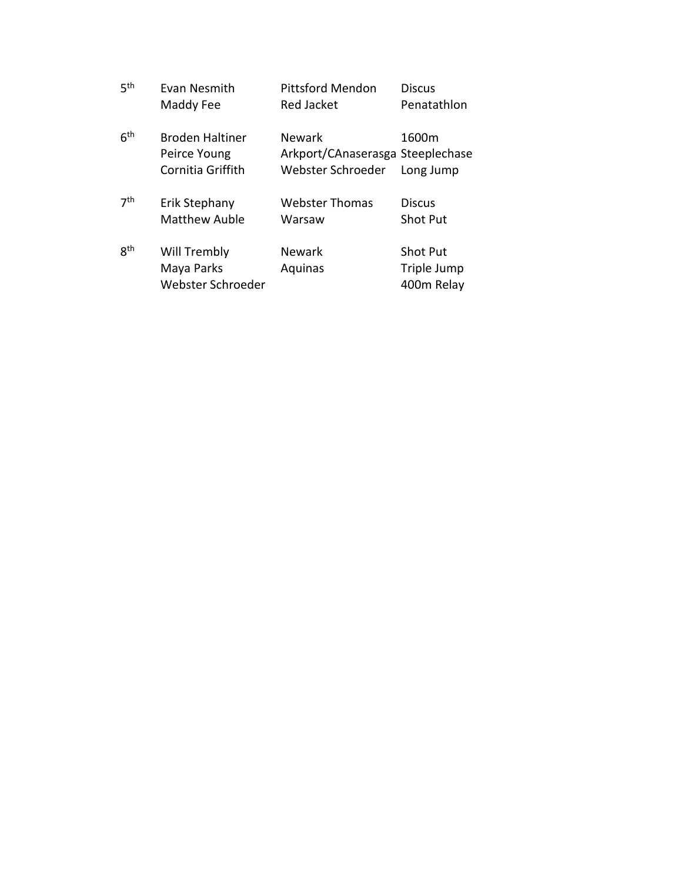| | | | |
|---|---|---|---|
| 5th | Evan Nesmith | Pittsford Mendon | Discus |
| | Maddy Fee | Red Jacket | Penatathlon |
| 6th | Broden Haltiner | Newark | 1600m |
| | Peirce Young | Arkport/CAnaserasga | Steeplechase |
| | Cornitia Griffith | Webster Schroeder | Long Jump |
| 7th | Erik Stephany | Webster Thomas | Discus |
| | Matthew Auble | Warsaw | Shot Put |
| 8th | Will Trembly | Newark | Shot Put |
| | Maya Parks | Aquinas | Triple Jump |
| | Webster Schroeder | | 400m Relay |